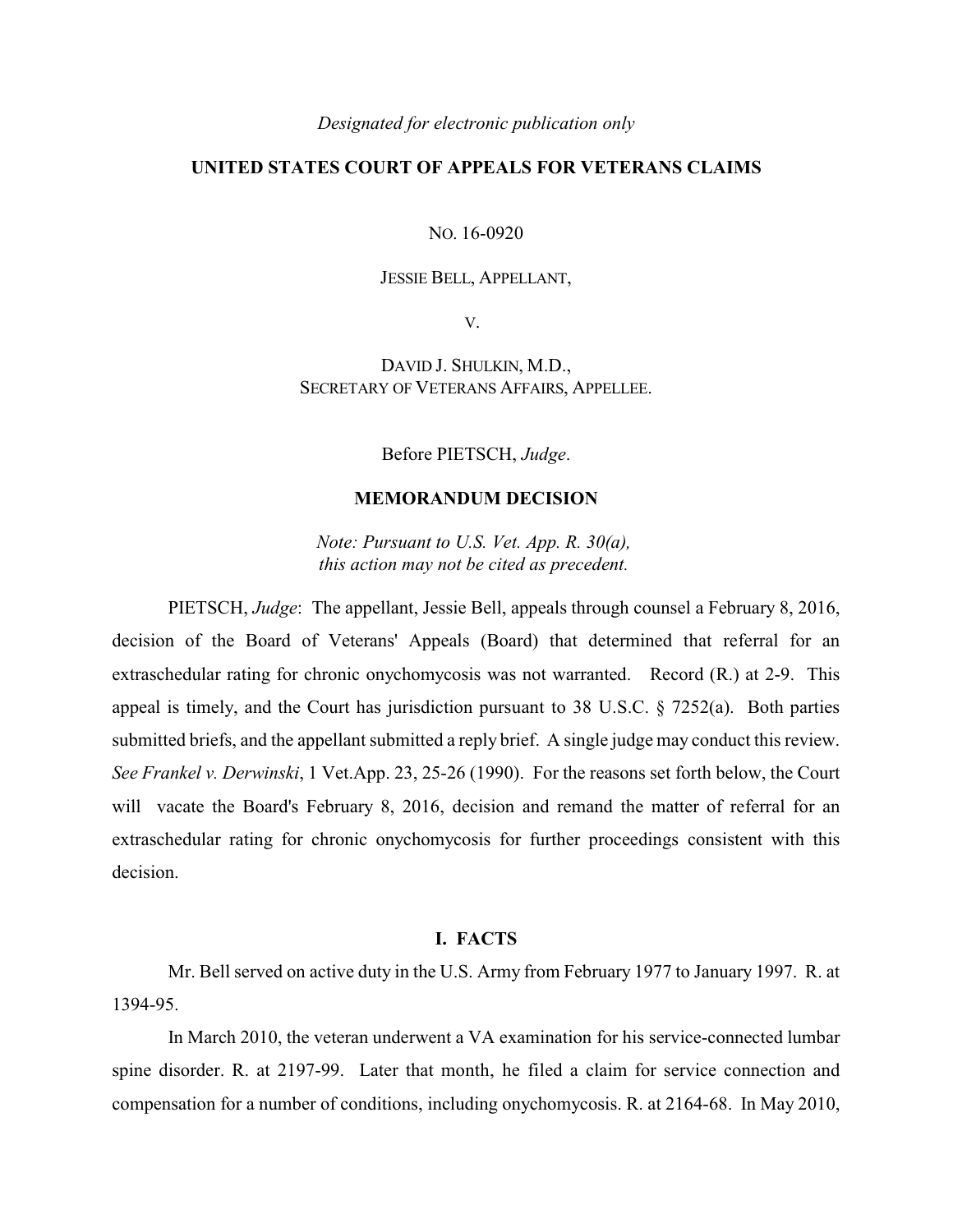*Designated for electronic publication only*

**UNITED STATES COURT OF APPEALS FOR VETERANS CLAIMS**

NO. 16-0920

JESSIE BELL, APPELLANT,

V.

DAVID J. SHULKIN, M.D.,
SECRETARY OF VETERANS AFFAIRS, APPELLEE.

Before PIETSCH, *Judge*.

**MEMORANDUM DECISION**

*Note: Pursuant to U.S. Vet. App. R. 30(a), this action may not be cited as precedent.*

PIETSCH, *Judge*: The appellant, Jessie Bell, appeals through counsel a February 8, 2016, decision of the Board of Veterans' Appeals (Board) that determined that referral for an extraschedular rating for chronic onychomycosis was not warranted. Record (R.) at 2-9. This appeal is timely, and the Court has jurisdiction pursuant to 38 U.S.C. § 7252(a). Both parties submitted briefs, and the appellant submitted a reply brief. A single judge may conduct this review. *See Frankel v. Derwinski*, 1 Vet.App. 23, 25-26 (1990). For the reasons set forth below, the Court will vacate the Board's February 8, 2016, decision and remand the matter of referral for an extraschedular rating for chronic onychomycosis for further proceedings consistent with this decision.

## I. FACTS

Mr. Bell served on active duty in the U.S. Army from February 1977 to January 1997. R. at 1394-95.

In March 2010, the veteran underwent a VA examination for his service-connected lumbar spine disorder. R. at 2197-99. Later that month, he filed a claim for service connection and compensation for a number of conditions, including onychomycosis. R. at 2164-68. In May 2010,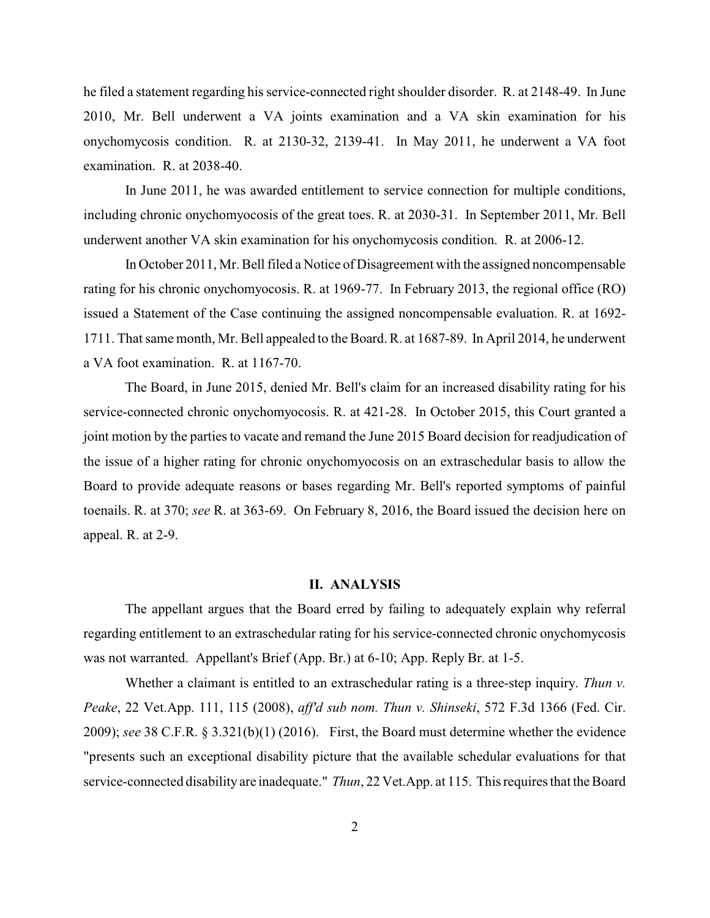he filed a statement regarding his service-connected right shoulder disorder. R. at 2148-49. In June 2010, Mr. Bell underwent a VA joints examination and a VA skin examination for his onychomycosis condition. R. at 2130-32, 2139-41. In May 2011, he underwent a VA foot examination. R. at 2038-40.

In June 2011, he was awarded entitlement to service connection for multiple conditions, including chronic onychomyocosis of the great toes. R. at 2030-31. In September 2011, Mr. Bell underwent another VA skin examination for his onychomycosis condition. R. at 2006-12.

In October 2011, Mr. Bell filed a Notice of Disagreement with the assigned noncompensable rating for his chronic onychomyocosis. R. at 1969-77. In February 2013, the regional office (RO) issued a Statement of the Case continuing the assigned noncompensable evaluation. R. at 1692-1711. That same month, Mr. Bell appealed to the Board. R. at 1687-89. In April 2014, he underwent a VA foot examination. R. at 1167-70.

The Board, in June 2015, denied Mr. Bell's claim for an increased disability rating for his service-connected chronic onychomyocosis. R. at 421-28. In October 2015, this Court granted a joint motion by the parties to vacate and remand the June 2015 Board decision for readjudication of the issue of a higher rating for chronic onychomyocosis on an extraschedular basis to allow the Board to provide adequate reasons or bases regarding Mr. Bell's reported symptoms of painful toenails. R. at 370; *see* R. at 363-69. On February 8, 2016, the Board issued the decision here on appeal. R. at 2-9.

## II. ANALYSIS

The appellant argues that the Board erred by failing to adequately explain why referral regarding entitlement to an extraschedular rating for his service-connected chronic onychomycosis was not warranted. Appellant's Brief (App. Br.) at 6-10; App. Reply Br. at 1-5.

Whether a claimant is entitled to an extraschedular rating is a three-step inquiry. *Thun v. Peake*, 22 Vet.App. 111, 115 (2008), *aff'd sub nom. Thun v. Shinseki*, 572 F.3d 1366 (Fed. Cir. 2009); *see* 38 C.F.R. § 3.321(b)(1) (2016). First, the Board must determine whether the evidence "presents such an exceptional disability picture that the available schedular evaluations for that service-connected disability are inadequate." *Thun*, 22 Vet.App. at 115. This requires that the Board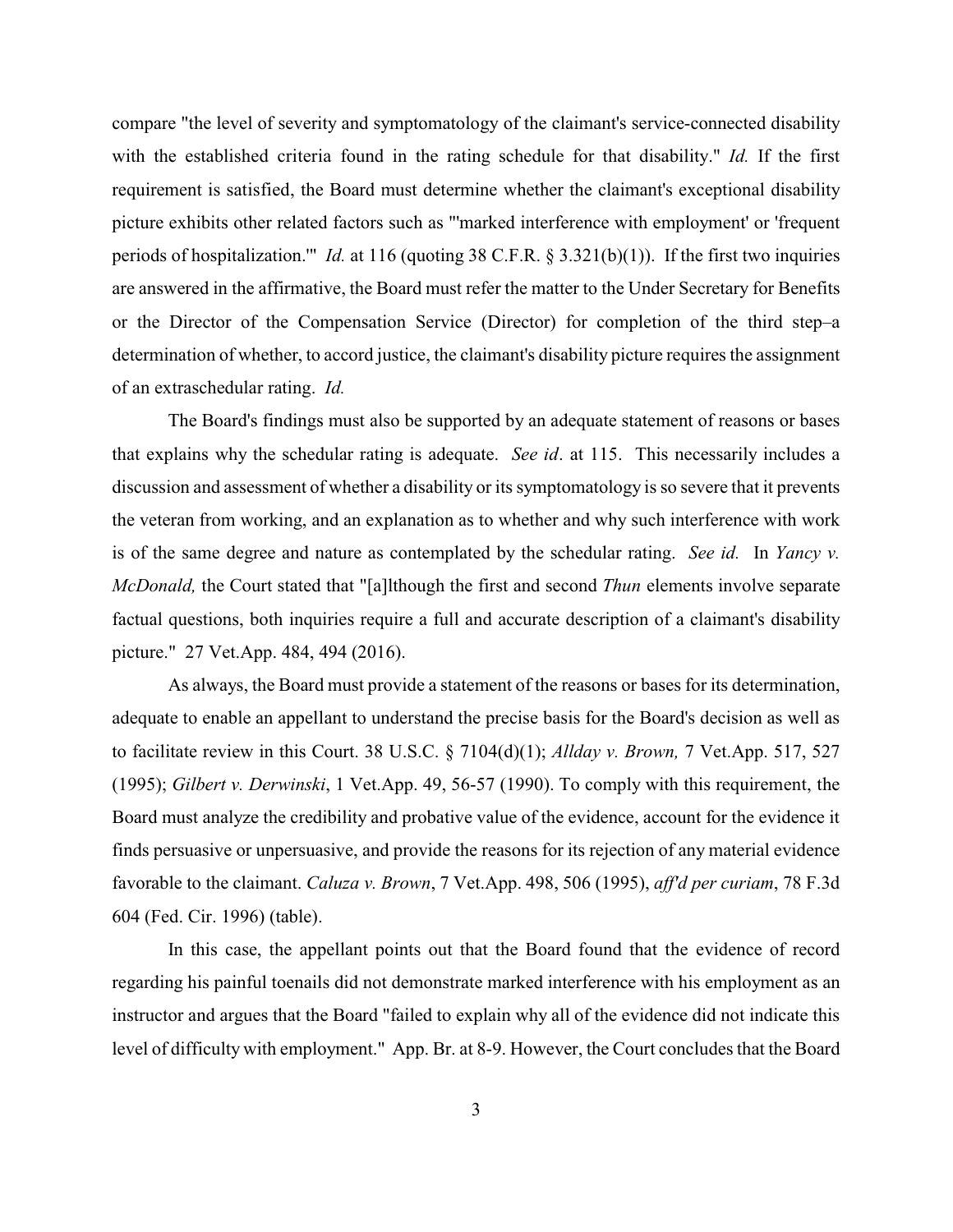compare "the level of severity and symptomatology of the claimant's service-connected disability with the established criteria found in the rating schedule for that disability." *Id.* If the first requirement is satisfied, the Board must determine whether the claimant's exceptional disability picture exhibits other related factors such as "'marked interference with employment' or 'frequent periods of hospitalization.'" *Id.* at 116 (quoting 38 C.F.R. § 3.321(b)(1)). If the first two inquiries are answered in the affirmative, the Board must refer the matter to the Under Secretary for Benefits or the Director of the Compensation Service (Director) for completion of the third step–a determination of whether, to accord justice, the claimant's disability picture requires the assignment of an extraschedular rating. *Id.*

The Board's findings must also be supported by an adequate statement of reasons or bases that explains why the schedular rating is adequate. *See id*. at 115. This necessarily includes a discussion and assessment of whether a disability or its symptomatology is so severe that it prevents the veteran from working, and an explanation as to whether and why such interference with work is of the same degree and nature as contemplated by the schedular rating. *See id.* In *Yancy v. McDonald,* the Court stated that "[a]lthough the first and second *Thun* elements involve separate factual questions, both inquiries require a full and accurate description of a claimant's disability picture." 27 Vet.App. 484, 494 (2016).

As always, the Board must provide a statement of the reasons or bases for its determination, adequate to enable an appellant to understand the precise basis for the Board's decision as well as to facilitate review in this Court. 38 U.S.C. § 7104(d)(1); *Allday v. Brown,* 7 Vet.App. 517, 527 (1995); *Gilbert v. Derwinski*, 1 Vet.App. 49, 56-57 (1990). To comply with this requirement, the Board must analyze the credibility and probative value of the evidence, account for the evidence it finds persuasive or unpersuasive, and provide the reasons for its rejection of any material evidence favorable to the claimant. *Caluza v. Brown*, 7 Vet.App. 498, 506 (1995), *aff'd per curiam*, 78 F.3d 604 (Fed. Cir. 1996) (table).

In this case, the appellant points out that the Board found that the evidence of record regarding his painful toenails did not demonstrate marked interference with his employment as an instructor and argues that the Board "failed to explain why all of the evidence did not indicate this level of difficulty with employment." App. Br. at 8-9. However, the Court concludes that the Board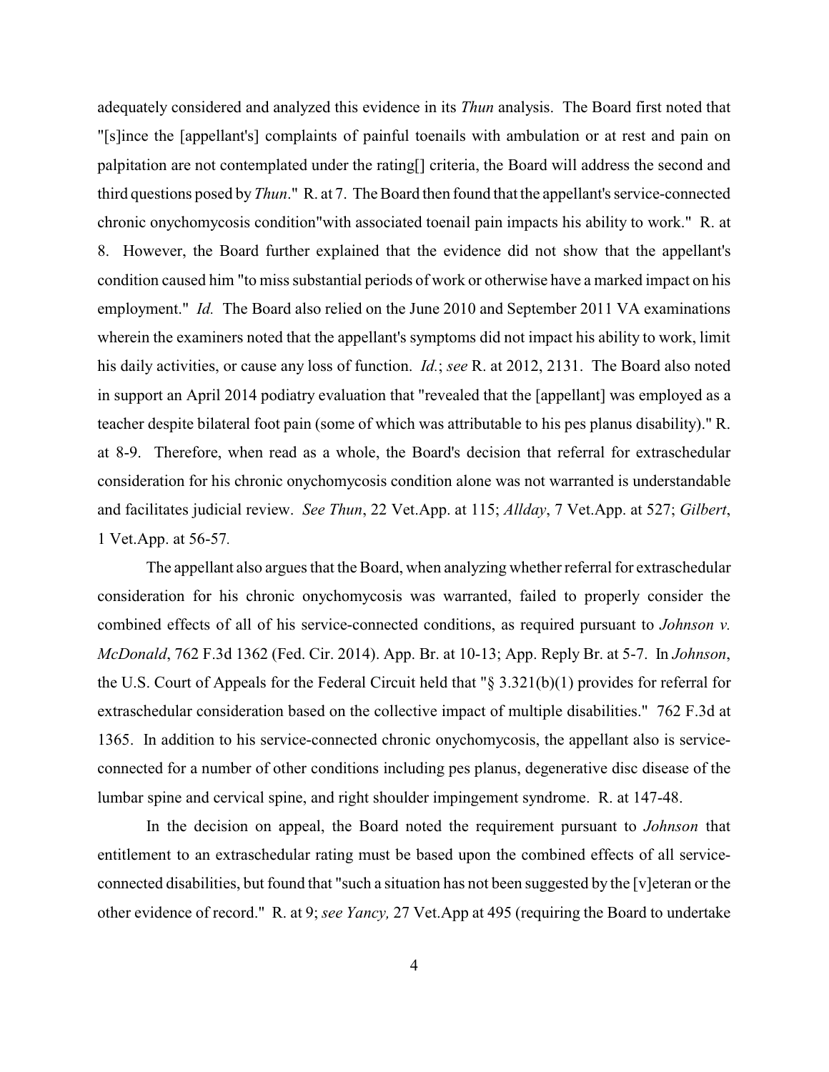adequately considered and analyzed this evidence in its *Thun* analysis. The Board first noted that "[s]ince the [appellant's] complaints of painful toenails with ambulation or at rest and pain on palpitation are not contemplated under the rating[] criteria, the Board will address the second and third questions posed by *Thun*." R. at 7. The Board then found that the appellant's service-connected chronic onychomycosis condition"with associated toenail pain impacts his ability to work." R. at 8. However, the Board further explained that the evidence did not show that the appellant's condition caused him "to miss substantial periods of work or otherwise have a marked impact on his employment." *Id.* The Board also relied on the June 2010 and September 2011 VA examinations wherein the examiners noted that the appellant's symptoms did not impact his ability to work, limit his daily activities, or cause any loss of function. *Id.*; *see* R. at 2012, 2131. The Board also noted in support an April 2014 podiatry evaluation that "revealed that the [appellant] was employed as a teacher despite bilateral foot pain (some of which was attributable to his pes planus disability)." R. at 8-9. Therefore, when read as a whole, the Board's decision that referral for extraschedular consideration for his chronic onychomycosis condition alone was not warranted is understandable and facilitates judicial review. *See Thun*, 22 Vet.App. at 115; *Allday*, 7 Vet.App. at 527; *Gilbert*, 1 Vet.App. at 56-57.

The appellant also argues that the Board, when analyzing whether referral for extraschedular consideration for his chronic onychomycosis was warranted, failed to properly consider the combined effects of all of his service-connected conditions, as required pursuant to *Johnson v. McDonald*, 762 F.3d 1362 (Fed. Cir. 2014). App. Br. at 10-13; App. Reply Br. at 5-7. In *Johnson*, the U.S. Court of Appeals for the Federal Circuit held that "§ 3.321(b)(1) provides for referral for extraschedular consideration based on the collective impact of multiple disabilities." 762 F.3d at 1365. In addition to his service-connected chronic onychomycosis, the appellant also is service-connected for a number of other conditions including pes planus, degenerative disc disease of the lumbar spine and cervical spine, and right shoulder impingement syndrome. R. at 147-48.

In the decision on appeal, the Board noted the requirement pursuant to *Johnson* that entitlement to an extraschedular rating must be based upon the combined effects of all service-connected disabilities, but found that "such a situation has not been suggested by the [v]eteran or the other evidence of record." R. at 9; *see Yancy,* 27 Vet.App at 495 (requiring the Board to undertake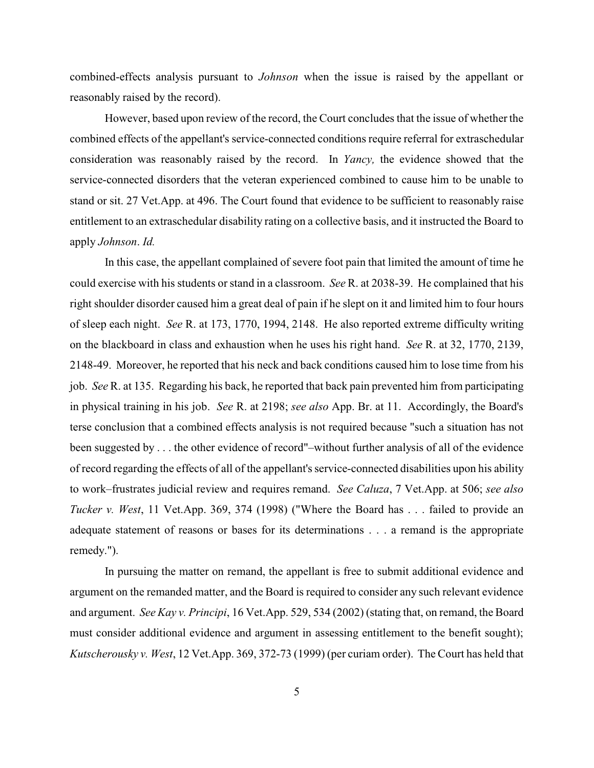combined-effects analysis pursuant to *Johnson* when the issue is raised by the appellant or reasonably raised by the record).

However, based upon review of the record, the Court concludes that the issue of whether the combined effects of the appellant's service-connected conditions require referral for extraschedular consideration was reasonably raised by the record. In *Yancy,* the evidence showed that the service-connected disorders that the veteran experienced combined to cause him to be unable to stand or sit. 27 Vet.App. at 496. The Court found that evidence to be sufficient to reasonably raise entitlement to an extraschedular disability rating on a collective basis, and it instructed the Board to apply *Johnson*. *Id.*

In this case, the appellant complained of severe foot pain that limited the amount of time he could exercise with his students or stand in a classroom. *See* R. at 2038-39. He complained that his right shoulder disorder caused him a great deal of pain if he slept on it and limited him to four hours of sleep each night. *See* R. at 173, 1770, 1994, 2148. He also reported extreme difficulty writing on the blackboard in class and exhaustion when he uses his right hand. *See* R. at 32, 1770, 2139, 2148-49. Moreover, he reported that his neck and back conditions caused him to lose time from his job. *See* R. at 135. Regarding his back, he reported that back pain prevented him from participating in physical training in his job. *See* R. at 2198; *see also* App. Br. at 11. Accordingly, the Board's terse conclusion that a combined effects analysis is not required because "such a situation has not been suggested by . . . the other evidence of record"–without further analysis of all of the evidence of record regarding the effects of all of the appellant's service-connected disabilities upon his ability to work–frustrates judicial review and requires remand. *See Caluza*, 7 Vet.App. at 506; *see also Tucker v. West*, 11 Vet.App. 369, 374 (1998) ("Where the Board has . . . failed to provide an adequate statement of reasons or bases for its determinations . . . a remand is the appropriate remedy.").

In pursuing the matter on remand, the appellant is free to submit additional evidence and argument on the remanded matter, and the Board is required to consider any such relevant evidence and argument. *See Kay v. Principi*, 16 Vet.App. 529, 534 (2002) (stating that, on remand, the Board must consider additional evidence and argument in assessing entitlement to the benefit sought); *Kutscherousky v. West*, 12 Vet.App. 369, 372-73 (1999) (per curiam order). The Court has held that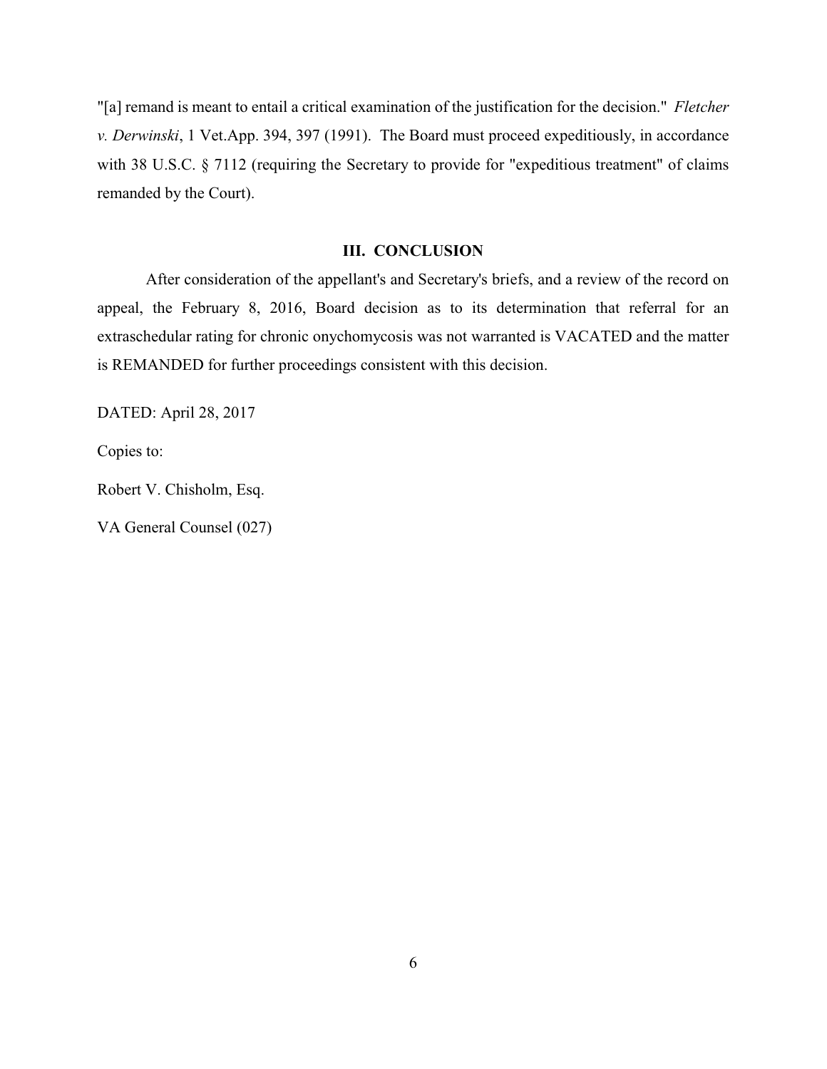"[a] remand is meant to entail a critical examination of the justification for the decision." *Fletcher v. Derwinski*, 1 Vet.App. 394, 397 (1991). The Board must proceed expeditiously, in accordance with 38 U.S.C. § 7112 (requiring the Secretary to provide for "expeditious treatment" of claims remanded by the Court).

## III. CONCLUSION

After consideration of the appellant's and Secretary's briefs, and a review of the record on appeal, the February 8, 2016, Board decision as to its determination that referral for an extraschedular rating for chronic onychomycosis was not warranted is VACATED and the matter is REMANDED for further proceedings consistent with this decision.

DATED: April 28, 2017

Copies to:

Robert V. Chisholm, Esq.

VA General Counsel (027)